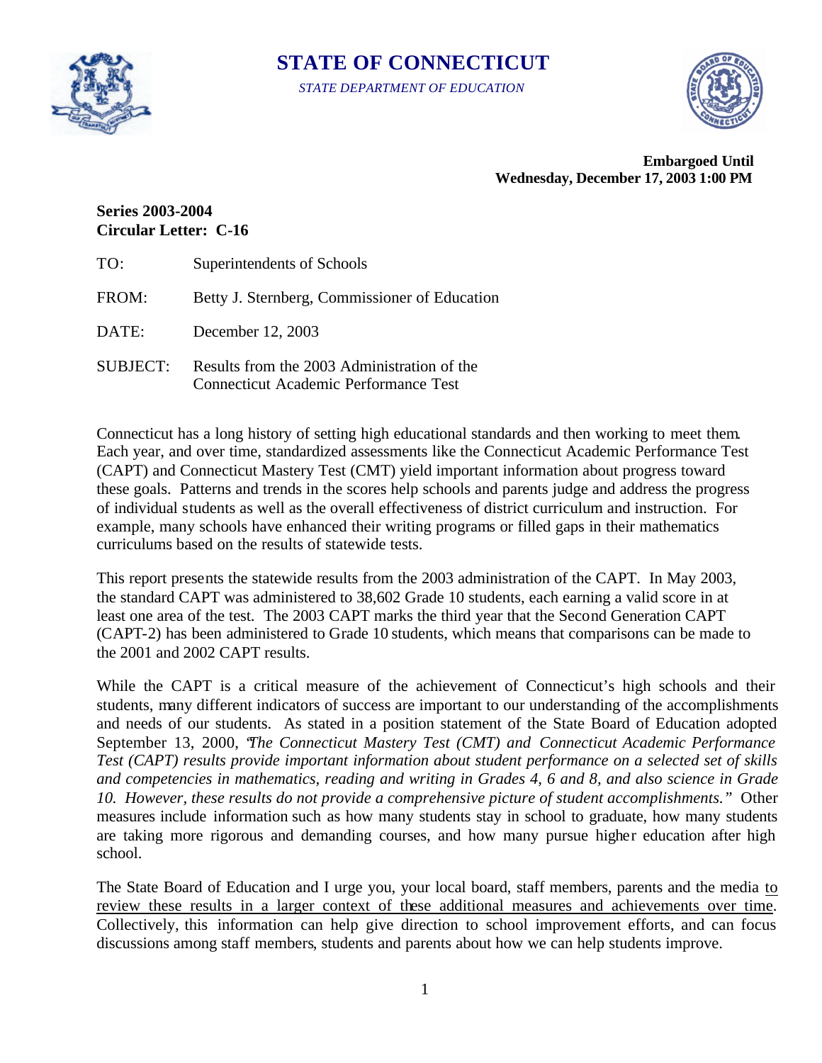# STATE OF CONNECTICUT

*STATE DEPARTMENT OF EDUCATION*

**Embargoed Until**
**Wednesday, December 17, 2003 1:00 PM**

**Series 2003-2004**
**Circular Letter: C-16**

TO: Superintendents of Schools

FROM: Betty J. Sternberg, Commissioner of Education

DATE: December 12, 2003

SUBJECT: Results from the 2003 Administration of the Connecticut Academic Performance Test

Connecticut has a long history of setting high educational standards and then working to meet them. Each year, and over time, standardized assessments like the Connecticut Academic Performance Test (CAPT) and Connecticut Mastery Test (CMT) yield important information about progress toward these goals. Patterns and trends in the scores help schools and parents judge and address the progress of individual students as well as the overall effectiveness of district curriculum and instruction. For example, many schools have enhanced their writing programs or filled gaps in their mathematics curriculums based on the results of statewide tests.

This report presents the statewide results from the 2003 administration of the CAPT. In May 2003, the standard CAPT was administered to 38,602 Grade 10 students, each earning a valid score in at least one area of the test. The 2003 CAPT marks the third year that the Second Generation CAPT (CAPT-2) has been administered to Grade 10 students, which means that comparisons can be made to the 2001 and 2002 CAPT results.

While the CAPT is a critical measure of the achievement of Connecticut's high schools and their students, many different indicators of success are important to our understanding of the accomplishments and needs of our students. As stated in a position statement of the State Board of Education adopted September 13, 2000, *"The Connecticut Mastery Test (CMT) and Connecticut Academic Performance Test (CAPT) results provide important information about student performance on a selected set of skills and competencies in mathematics, reading and writing in Grades 4, 6 and 8, and also science in Grade 10. However, these results do not provide a comprehensive picture of student accomplishments."* Other measures include information such as how many students stay in school to graduate, how many students are taking more rigorous and demanding courses, and how many pursue higher education after high school.

The State Board of Education and I urge you, your local board, staff members, parents and the media to review these results in a larger context of these additional measures and achievements over time. Collectively, this information can help give direction to school improvement efforts, and can focus discussions among staff members, students and parents about how we can help students improve.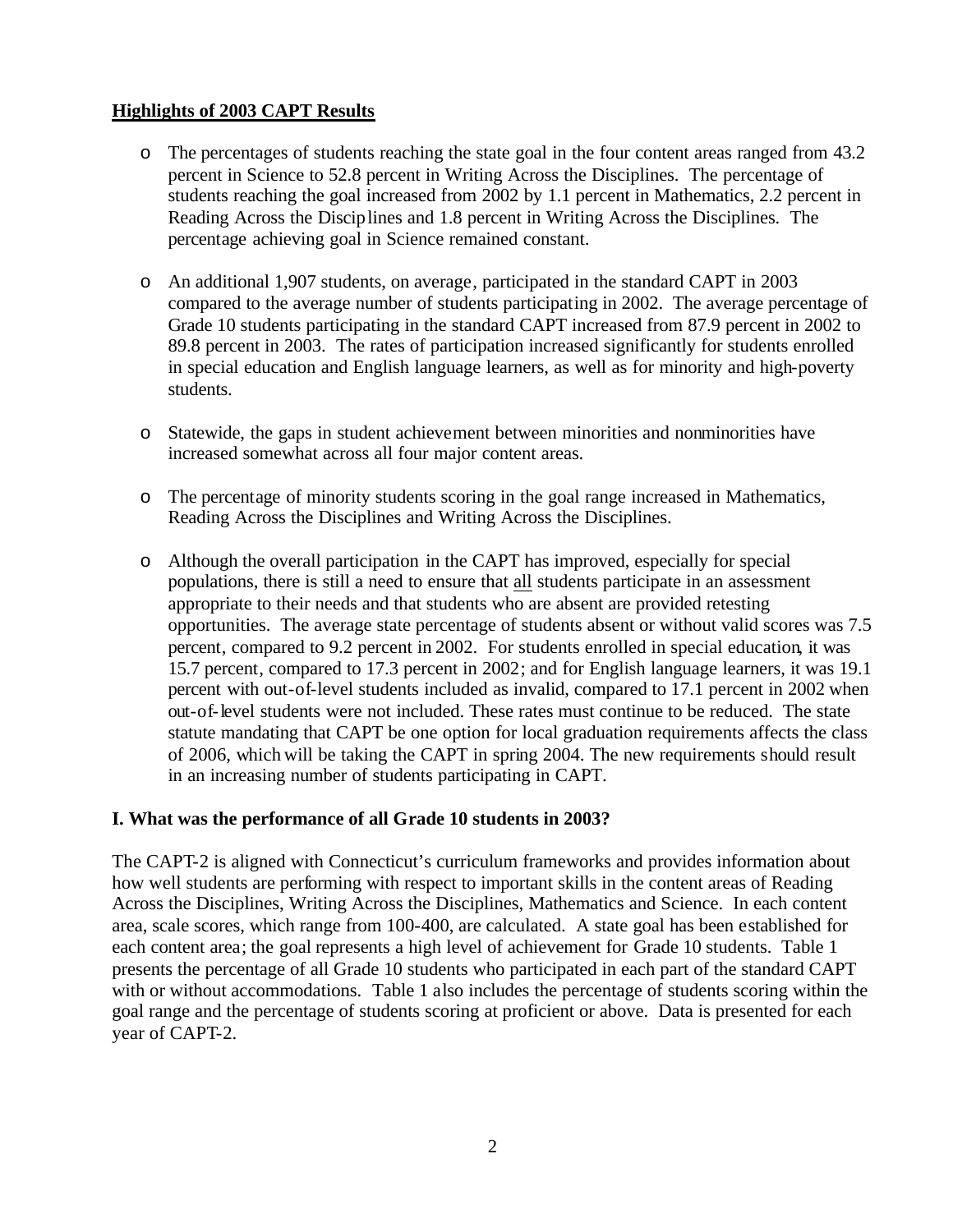## Highlights of 2003 CAPT Results

- The percentages of students reaching the state goal in the four content areas ranged from 43.2 percent in Science to 52.8 percent in Writing Across the Disciplines. The percentage of students reaching the goal increased from 2002 by 1.1 percent in Mathematics, 2.2 percent in Reading Across the Disciplines and 1.8 percent in Writing Across the Disciplines. The percentage achieving goal in Science remained constant.

- An additional 1,907 students, on average, participated in the standard CAPT in 2003 compared to the average number of students participating in 2002. The average percentage of Grade 10 students participating in the standard CAPT increased from 87.9 percent in 2002 to 89.8 percent in 2003. The rates of participation increased significantly for students enrolled in special education and English language learners, as well as for minority and high-poverty students.

- Statewide, the gaps in student achievement between minorities and nonminorities have increased somewhat across all four major content areas.

- The percentage of minority students scoring in the goal range increased in Mathematics, Reading Across the Disciplines and Writing Across the Disciplines.

- Although the overall participation in the CAPT has improved, especially for special populations, there is still a need to ensure that all students participate in an assessment appropriate to their needs and that students who are absent are provided retesting opportunities. The average state percentage of students absent or without valid scores was 7.5 percent, compared to 9.2 percent in 2002. For students enrolled in special education, it was 15.7 percent, compared to 17.3 percent in 2002; and for English language learners, it was 19.1 percent with out-of-level students included as invalid, compared to 17.1 percent in 2002 when out-of-level students were not included. These rates must continue to be reduced. The state statute mandating that CAPT be one option for local graduation requirements affects the class of 2006, which will be taking the CAPT in spring 2004. The new requirements should result in an increasing number of students participating in CAPT.

### I. What was the performance of all Grade 10 students in 2003?

The CAPT-2 is aligned with Connecticut's curriculum frameworks and provides information about how well students are performing with respect to important skills in the content areas of Reading Across the Disciplines, Writing Across the Disciplines, Mathematics and Science. In each content area, scale scores, which range from 100-400, are calculated. A state goal has been established for each content area; the goal represents a high level of achievement for Grade 10 students. Table 1 presents the percentage of all Grade 10 students who participated in each part of the standard CAPT with or without accommodations. Table 1 also includes the percentage of students scoring within the goal range and the percentage of students scoring at proficient or above. Data is presented for each year of CAPT-2.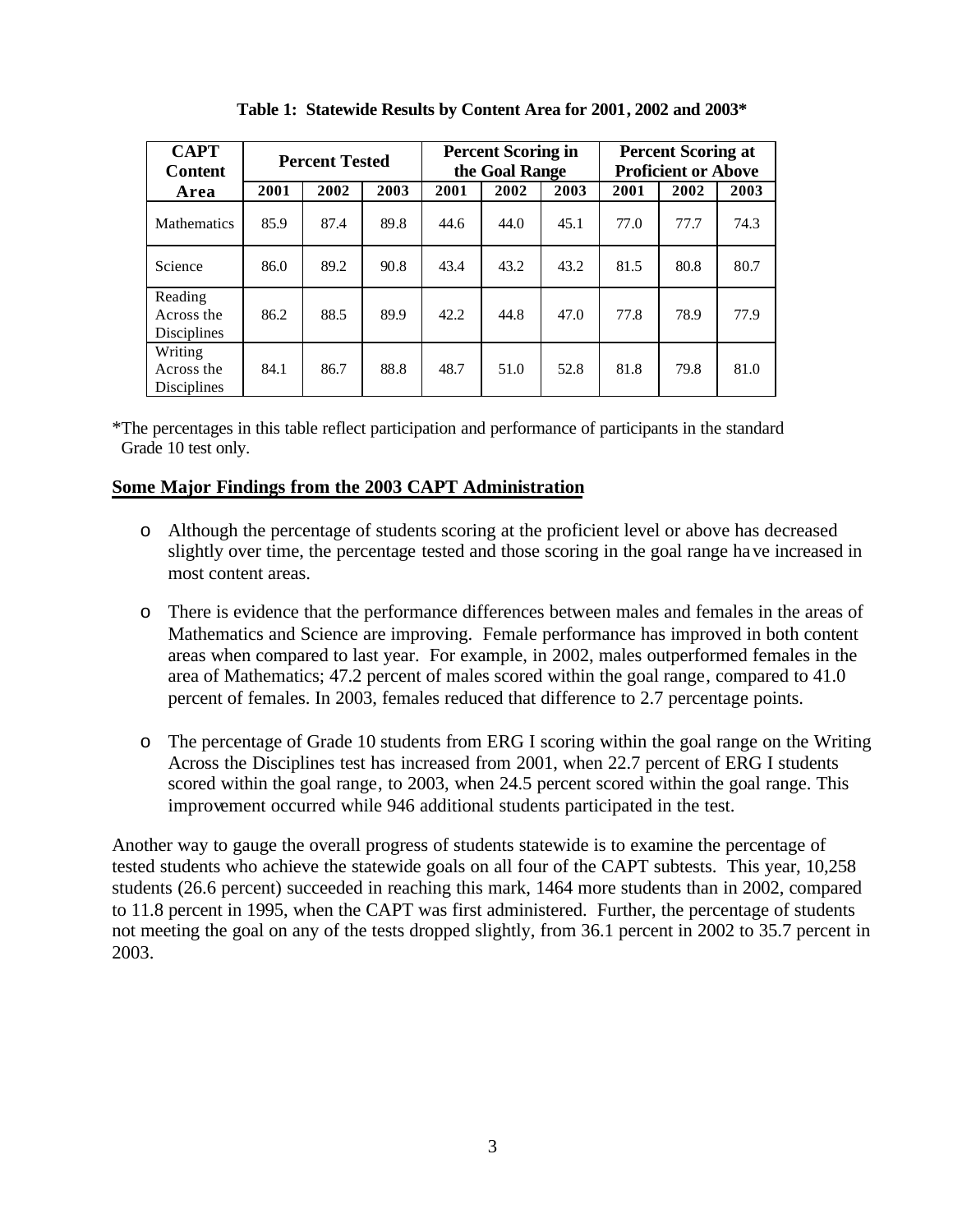**Table 1: Statewide Results by Content Area for 2001, 2002 and 2003***

| CAPT Content Area | Percent Tested | | | Percent Scoring in the Goal Range | | | Percent Scoring at Proficient or Above | | |
|---|---|---|---|---|---|---|---|---|---|
| | 2001 | 2002 | 2003 | 2001 | 2002 | 2003 | 2001 | 2002 | 2003 |
| Mathematics | 85.9 | 87.4 | 89.8 | 44.6 | 44.0 | 45.1 | 77.0 | 77.7 | 74.3 |
| Science | 86.0 | 89.2 | 90.8 | 43.4 | 43.2 | 43.2 | 81.5 | 80.8 | 80.7 |
| Reading Across the Disciplines | 86.2 | 88.5 | 89.9 | 42.2 | 44.8 | 47.0 | 77.8 | 78.9 | 77.9 |
| Writing Across the Disciplines | 84.1 | 86.7 | 88.8 | 48.7 | 51.0 | 52.8 | 81.8 | 79.8 | 81.0 |

*The percentages in this table reflect participation and performance of participants in the standard Grade 10 test only.

## Some Major Findings from the 2003 CAPT Administration

- Although the percentage of students scoring at the proficient level or above has decreased slightly over time, the percentage tested and those scoring in the goal range have increased in most content areas.

- There is evidence that the performance differences between males and females in the areas of Mathematics and Science are improving. Female performance has improved in both content areas when compared to last year. For example, in 2002, males outperformed females in the area of Mathematics; 47.2 percent of males scored within the goal range, compared to 41.0 percent of females. In 2003, females reduced that difference to 2.7 percentage points.

- The percentage of Grade 10 students from ERG I scoring within the goal range on the Writing Across the Disciplines test has increased from 2001, when 22.7 percent of ERG I students scored within the goal range, to 2003, when 24.5 percent scored within the goal range. This improvement occurred while 946 additional students participated in the test.

Another way to gauge the overall progress of students statewide is to examine the percentage of tested students who achieve the statewide goals on all four of the CAPT subtests. This year, 10,258 students (26.6 percent) succeeded in reaching this mark, 1464 more students than in 2002, compared to 11.8 percent in 1995, when the CAPT was first administered. Further, the percentage of students not meeting the goal on any of the tests dropped slightly, from 36.1 percent in 2002 to 35.7 percent in 2003.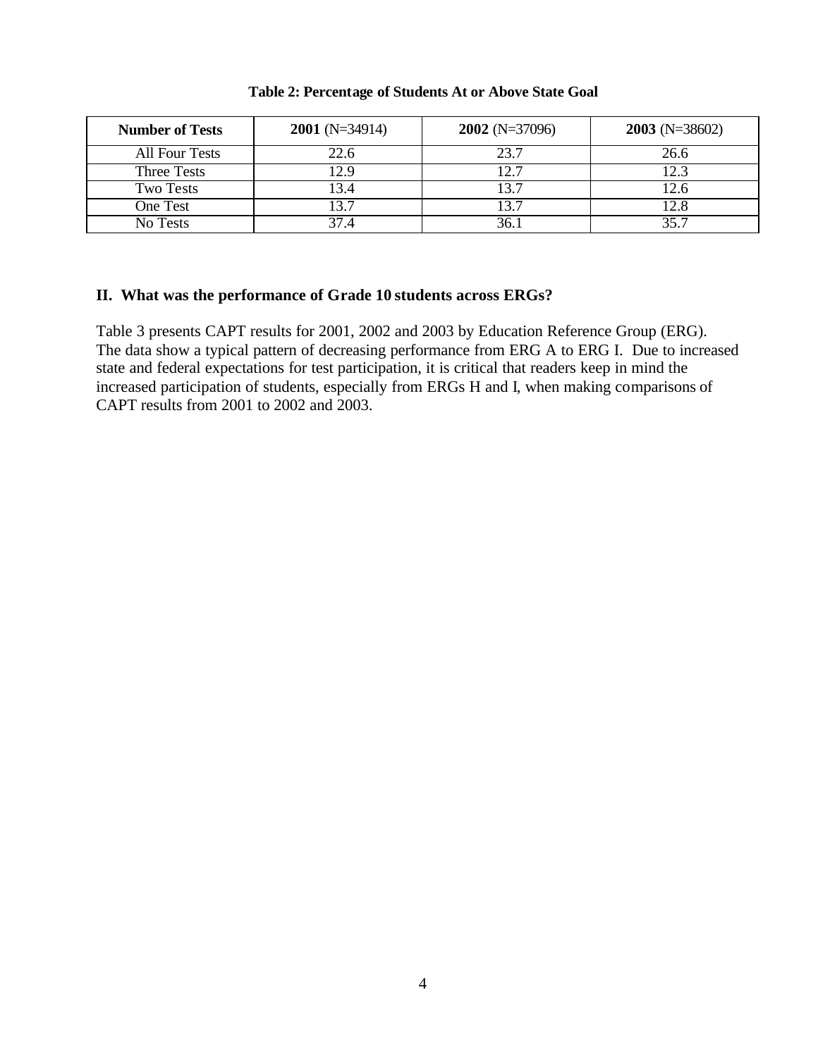**Table 2: Percentage of Students At or Above State Goal**

| **Number of Tests** | **2001** (N=34914) | **2002** (N=37096) | **2003** (N=38602) |
|---|---|---|---|
| All Four Tests | 22.6 | 23.7 | 26.6 |
| Three Tests | 12.9 | 12.7 | 12.3 |
| Two Tests | 13.4 | 13.7 | 12.6 |
| One Test | 13.7 | 13.7 | 12.8 |
| No Tests | 37.4 | 36.1 | 35.7 |

## II. What was the performance of Grade 10 students across ERGs?

Table 3 presents CAPT results for 2001, 2002 and 2003 by Education Reference Group (ERG). The data show a typical pattern of decreasing performance from ERG A to ERG I. Due to increased state and federal expectations for test participation, it is critical that readers keep in mind the increased participation of students, especially from ERGs H and I, when making comparisons of CAPT results from 2001 to 2002 and 2003.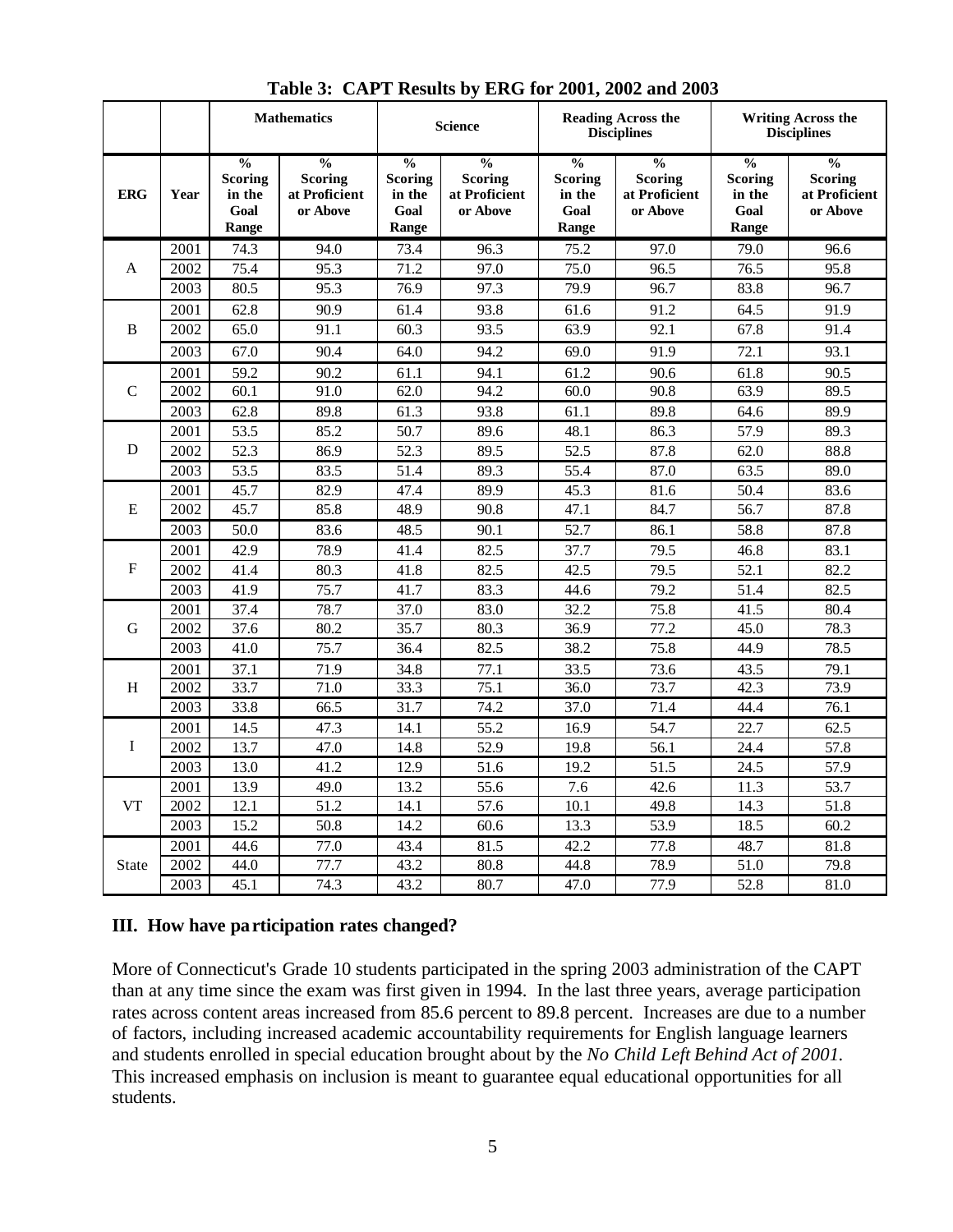**Table 3: CAPT Results by ERG for 2001, 2002 and 2003**

| | | Mathematics | | Science | | Reading Across the Disciplines | | Writing Across the Disciplines | |
|---|---|---|---|---|---|---|---|---|---|
| ERG | Year | % Scoring in the Goal Range | % Scoring at Proficient or Above | % Scoring in the Goal Range | % Scoring at Proficient or Above | % Scoring in the Goal Range | % Scoring at Proficient or Above | % Scoring in the Goal Range | % Scoring at Proficient or Above |
| A | 2001 | 74.3 | 94.0 | 73.4 | 96.3 | 75.2 | 97.0 | 79.0 | 96.6 |
| | 2002 | 75.4 | 95.3 | 71.2 | 97.0 | 75.0 | 96.5 | 76.5 | 95.8 |
| | 2003 | 80.5 | 95.3 | 76.9 | 97.3 | 79.9 | 96.7 | 83.8 | 96.7 |
| B | 2001 | 62.8 | 90.9 | 61.4 | 93.8 | 61.6 | 91.2 | 64.5 | 91.9 |
| | 2002 | 65.0 | 91.1 | 60.3 | 93.5 | 63.9 | 92.1 | 67.8 | 91.4 |
| | 2003 | 67.0 | 90.4 | 64.0 | 94.2 | 69.0 | 91.9 | 72.1 | 93.1 |
| C | 2001 | 59.2 | 90.2 | 61.1 | 94.1 | 61.2 | 90.6 | 61.8 | 90.5 |
| | 2002 | 60.1 | 91.0 | 62.0 | 94.2 | 60.0 | 90.8 | 63.9 | 89.5 |
| | 2003 | 62.8 | 89.8 | 61.3 | 93.8 | 61.1 | 89.8 | 64.6 | 89.9 |
| D | 2001 | 53.5 | 85.2 | 50.7 | 89.6 | 48.1 | 86.3 | 57.9 | 89.3 |
| | 2002 | 52.3 | 86.9 | 52.3 | 89.5 | 52.5 | 87.8 | 62.0 | 88.8 |
| | 2003 | 53.5 | 83.5 | 51.4 | 89.3 | 55.4 | 87.0 | 63.5 | 89.0 |
| E | 2001 | 45.7 | 82.9 | 47.4 | 89.9 | 45.3 | 81.6 | 50.4 | 83.6 |
| | 2002 | 45.7 | 85.8 | 48.9 | 90.8 | 47.1 | 84.7 | 56.7 | 87.8 |
| | 2003 | 50.0 | 83.6 | 48.5 | 90.1 | 52.7 | 86.1 | 58.8 | 87.8 |
| F | 2001 | 42.9 | 78.9 | 41.4 | 82.5 | 37.7 | 79.5 | 46.8 | 83.1 |
| | 2002 | 41.4 | 80.3 | 41.8 | 82.5 | 42.5 | 79.5 | 52.1 | 82.2 |
| | 2003 | 41.9 | 75.7 | 41.7 | 83.3 | 44.6 | 79.2 | 51.4 | 82.5 |
| G | 2001 | 37.4 | 78.7 | 37.0 | 83.0 | 32.2 | 75.8 | 41.5 | 80.4 |
| | 2002 | 37.6 | 80.2 | 35.7 | 80.3 | 36.9 | 77.2 | 45.0 | 78.3 |
| | 2003 | 41.0 | 75.7 | 36.4 | 82.5 | 38.2 | 75.8 | 44.9 | 78.5 |
| H | 2001 | 37.1 | 71.9 | 34.8 | 77.1 | 33.5 | 73.6 | 43.5 | 79.1 |
| | 2002 | 33.7 | 71.0 | 33.3 | 75.1 | 36.0 | 73.7 | 42.3 | 73.9 |
| | 2003 | 33.8 | 66.5 | 31.7 | 74.2 | 37.0 | 71.4 | 44.4 | 76.1 |
| I | 2001 | 14.5 | 47.3 | 14.1 | 55.2 | 16.9 | 54.7 | 22.7 | 62.5 |
| | 2002 | 13.7 | 47.0 | 14.8 | 52.9 | 19.8 | 56.1 | 24.4 | 57.8 |
| | 2003 | 13.0 | 41.2 | 12.9 | 51.6 | 19.2 | 51.5 | 24.5 | 57.9 |
| VT | 2001 | 13.9 | 49.0 | 13.2 | 55.6 | 7.6 | 42.6 | 11.3 | 53.7 |
| | 2002 | 12.1 | 51.2 | 14.1 | 57.6 | 10.1 | 49.8 | 14.3 | 51.8 |
| | 2003 | 15.2 | 50.8 | 14.2 | 60.6 | 13.3 | 53.9 | 18.5 | 60.2 |
| State | 2001 | 44.6 | 77.0 | 43.4 | 81.5 | 42.2 | 77.8 | 48.7 | 81.8 |
| | 2002 | 44.0 | 77.7 | 43.2 | 80.8 | 44.8 | 78.9 | 51.0 | 79.8 |
| | 2003 | 45.1 | 74.3 | 43.2 | 80.7 | 47.0 | 77.9 | 52.8 | 81.0 |

## III. How have participation rates changed?

More of Connecticut's Grade 10 students participated in the spring 2003 administration of the CAPT than at any time since the exam was first given in 1994. In the last three years, average participation rates across content areas increased from 85.6 percent to 89.8 percent. Increases are due to a number of factors, including increased academic accountability requirements for English language learners and students enrolled in special education brought about by the *No Child Left Behind Act of 2001.* This increased emphasis on inclusion is meant to guarantee equal educational opportunities for all students.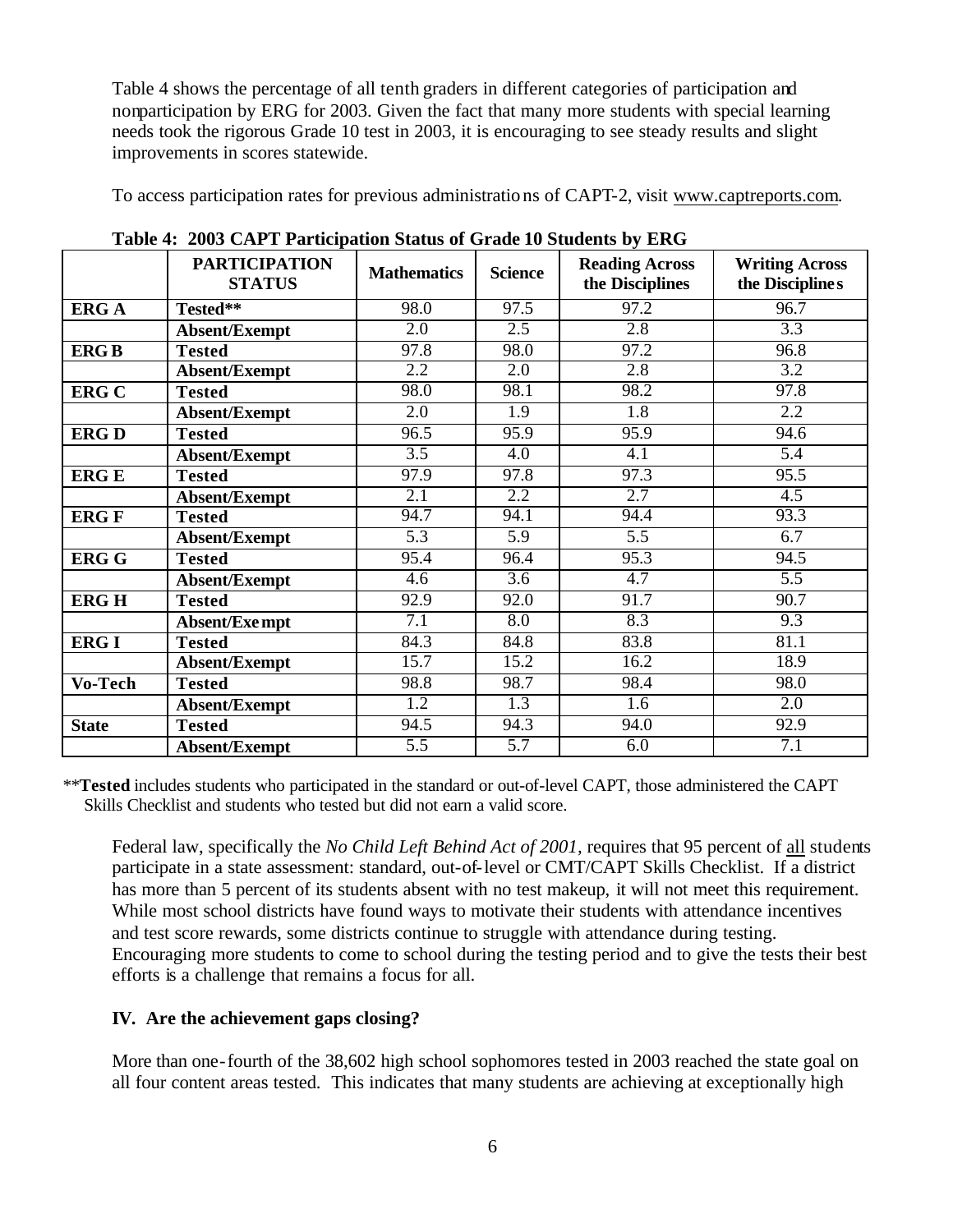Table 4 shows the percentage of all tenth graders in different categories of participation and nonparticipation by ERG for 2003. Given the fact that many more students with special learning needs took the rigorous Grade 10 test in 2003, it is encouraging to see steady results and slight improvements in scores statewide.

To access participation rates for previous administrations of CAPT-2, visit www.captreports.com.

**Table 4: 2003 CAPT Participation Status of Grade 10 Students by ERG**

| | PARTICIPATION STATUS | Mathematics | Science | Reading Across the Disciplines | Writing Across the Disciplines |
|---|---|---|---|---|---|
| **ERG A** | **Tested**** | 98.0 | 97.5 | 97.2 | 96.7 |
| | **Absent/Exempt** | 2.0 | 2.5 | 2.8 | 3.3 |
| **ERG B** | **Tested** | 97.8 | 98.0 | 97.2 | 96.8 |
| | **Absent/Exempt** | 2.2 | 2.0 | 2.8 | 3.2 |
| **ERG C** | **Tested** | 98.0 | 98.1 | 98.2 | 97.8 |
| | **Absent/Exempt** | 2.0 | 1.9 | 1.8 | 2.2 |
| **ERG D** | **Tested** | 96.5 | 95.9 | 95.9 | 94.6 |
| | **Absent/Exempt** | 3.5 | 4.0 | 4.1 | 5.4 |
| **ERG E** | **Tested** | 97.9 | 97.8 | 97.3 | 95.5 |
| | **Absent/Exempt** | 2.1 | 2.2 | 2.7 | 4.5 |
| **ERG F** | **Tested** | 94.7 | 94.1 | 94.4 | 93.3 |
| | **Absent/Exempt** | 5.3 | 5.9 | 5.5 | 6.7 |
| **ERG G** | **Tested** | 95.4 | 96.4 | 95.3 | 94.5 |
| | **Absent/Exempt** | 4.6 | 3.6 | 4.7 | 5.5 |
| **ERG H** | **Tested** | 92.9 | 92.0 | 91.7 | 90.7 |
| | **Absent/Exempt** | 7.1 | 8.0 | 8.3 | 9.3 |
| **ERG I** | **Tested** | 84.3 | 84.8 | 83.8 | 81.1 |
| | **Absent/Exempt** | 15.7 | 15.2 | 16.2 | 18.9 |
| **Vo-Tech** | **Tested** | 98.8 | 98.7 | 98.4 | 98.0 |
| | **Absent/Exempt** | 1.2 | 1.3 | 1.6 | 2.0 |
| **State** | **Tested** | 94.5 | 94.3 | 94.0 | 92.9 |
| | **Absent/Exempt** | 5.5 | 5.7 | 6.0 | 7.1 |

****Tested** includes students who participated in the standard or out-of-level CAPT, those administered the CAPT Skills Checklist and students who tested but did not earn a valid score.

Federal law, specifically the *No Child Left Behind Act of 2001*, requires that 95 percent of all students participate in a state assessment: standard, out-of-level or CMT/CAPT Skills Checklist. If a district has more than 5 percent of its students absent with no test makeup, it will not meet this requirement. While most school districts have found ways to motivate their students with attendance incentives and test score rewards, some districts continue to struggle with attendance during testing. Encouraging more students to come to school during the testing period and to give the tests their best efforts is a challenge that remains a focus for all.

## IV. Are the achievement gaps closing?

More than one-fourth of the 38,602 high school sophomores tested in 2003 reached the state goal on all four content areas tested. This indicates that many students are achieving at exceptionally high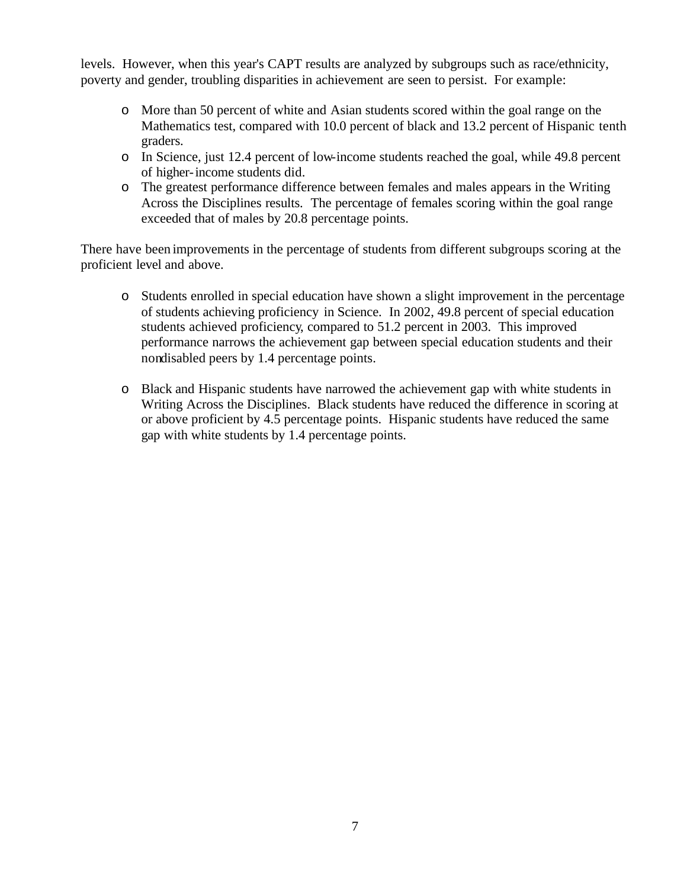levels. However, when this year's CAPT results are analyzed by subgroups such as race/ethnicity, poverty and gender, troubling disparities in achievement are seen to persist. For example:

- More than 50 percent of white and Asian students scored within the goal range on the Mathematics test, compared with 10.0 percent of black and 13.2 percent of Hispanic tenth graders.
- In Science, just 12.4 percent of low-income students reached the goal, while 49.8 percent of higher-income students did.
- The greatest performance difference between females and males appears in the Writing Across the Disciplines results. The percentage of females scoring within the goal range exceeded that of males by 20.8 percentage points.

There have been improvements in the percentage of students from different subgroups scoring at the proficient level and above.

- Students enrolled in special education have shown a slight improvement in the percentage of students achieving proficiency in Science. In 2002, 49.8 percent of special education students achieved proficiency, compared to 51.2 percent in 2003. This improved performance narrows the achievement gap between special education students and their nondisabled peers by 1.4 percentage points.

- Black and Hispanic students have narrowed the achievement gap with white students in Writing Across the Disciplines. Black students have reduced the difference in scoring at or above proficient by 4.5 percentage points. Hispanic students have reduced the same gap with white students by 1.4 percentage points.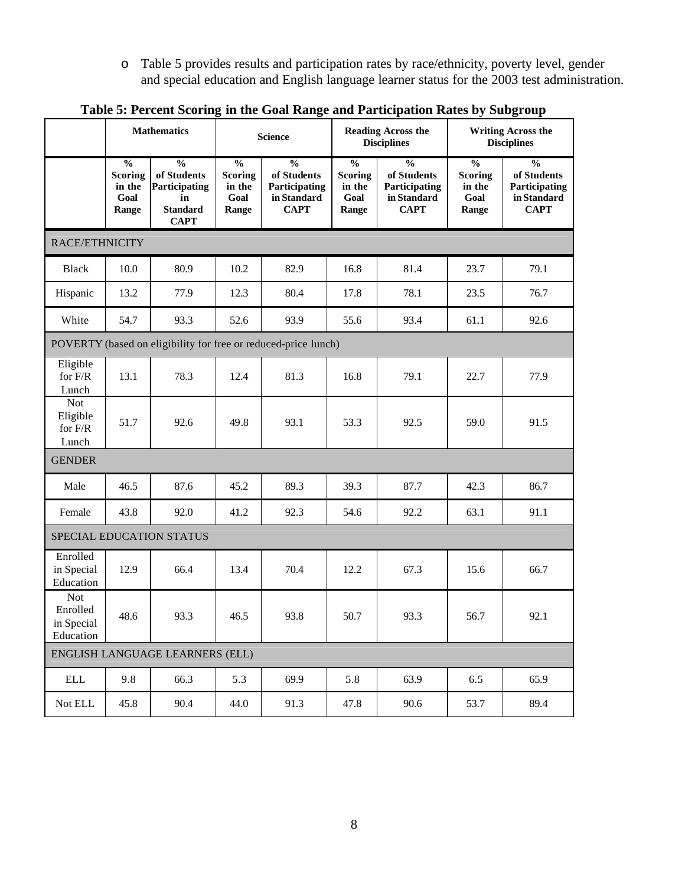- Table 5 provides results and participation rates by race/ethnicity, poverty level, gender and special education and English language learner status for the 2003 test administration.

**Table 5: Percent Scoring in the Goal Range and Participation Rates by Subgroup**

| | Mathematics | | Science | | Reading Across the Disciplines | | Writing Across the Disciplines | |
|---|---|---|---|---|---|---|---|---|
| | % Scoring in the Goal Range | % of Students Participating in Standard CAPT | % Scoring in the Goal Range | % of Students Participating in Standard CAPT | % Scoring in the Goal Range | % of Students Participating in Standard CAPT | % Scoring in the Goal Range | % of Students Participating in Standard CAPT |
| RACE/ETHNICITY | | | | | | | | |
| Black | 10.0 | 80.9 | 10.2 | 82.9 | 16.8 | 81.4 | 23.7 | 79.1 |
| Hispanic | 13.2 | 77.9 | 12.3 | 80.4 | 17.8 | 78.1 | 23.5 | 76.7 |
| White | 54.7 | 93.3 | 52.6 | 93.9 | 55.6 | 93.4 | 61.1 | 92.6 |
| POVERTY (based on eligibility for free or reduced-price lunch) | | | | | | | | |
| Eligible for F/R Lunch | 13.1 | 78.3 | 12.4 | 81.3 | 16.8 | 79.1 | 22.7 | 77.9 |
| Not Eligible for F/R Lunch | 51.7 | 92.6 | 49.8 | 93.1 | 53.3 | 92.5 | 59.0 | 91.5 |
| GENDER | | | | | | | | |
| Male | 46.5 | 87.6 | 45.2 | 89.3 | 39.3 | 87.7 | 42.3 | 86.7 |
| Female | 43.8 | 92.0 | 41.2 | 92.3 | 54.6 | 92.2 | 63.1 | 91.1 |
| SPECIAL EDUCATION STATUS | | | | | | | | |
| Enrolled in Special Education | 12.9 | 66.4 | 13.4 | 70.4 | 12.2 | 67.3 | 15.6 | 66.7 |
| Not Enrolled in Special Education | 48.6 | 93.3 | 46.5 | 93.8 | 50.7 | 93.3 | 56.7 | 92.1 |
| ENGLISH LANGUAGE LEARNERS (ELL) | | | | | | | | |
| ELL | 9.8 | 66.3 | 5.3 | 69.9 | 5.8 | 63.9 | 6.5 | 65.9 |
| Not ELL | 45.8 | 90.4 | 44.0 | 91.3 | 47.8 | 90.6 | 53.7 | 89.4 |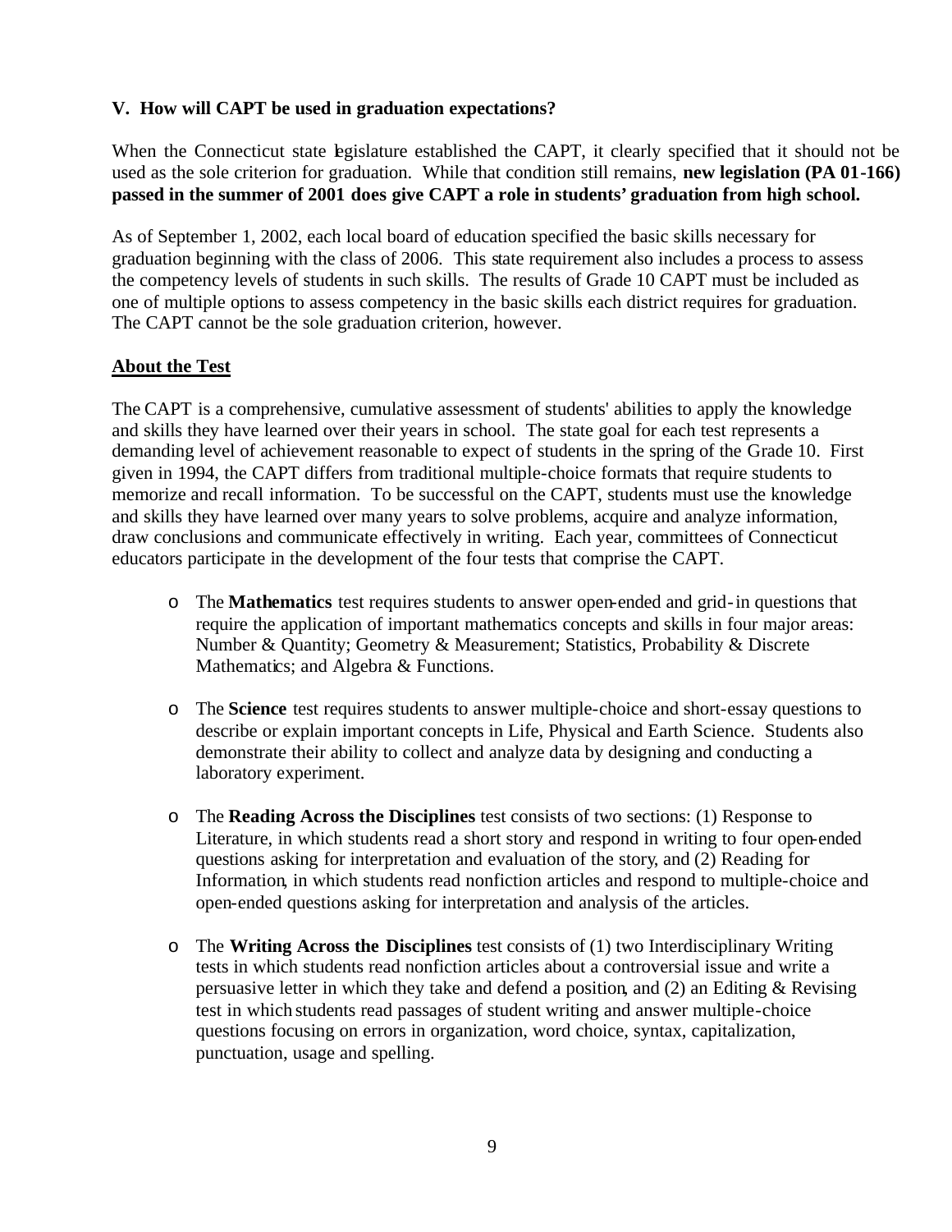### V. How will CAPT be used in graduation expectations?

When the Connecticut state legislature established the CAPT, it clearly specified that it should not be used as the sole criterion for graduation. While that condition still remains, **new legislation (PA 01-166) passed in the summer of 2001 does give CAPT a role in students' graduation from high school.**

As of September 1, 2002, each local board of education specified the basic skills necessary for graduation beginning with the class of 2006. This state requirement also includes a process to assess the competency levels of students in such skills. The results of Grade 10 CAPT must be included as one of multiple options to assess competency in the basic skills each district requires for graduation. The CAPT cannot be the sole graduation criterion, however.

**About the Test**

The CAPT is a comprehensive, cumulative assessment of students' abilities to apply the knowledge and skills they have learned over their years in school. The state goal for each test represents a demanding level of achievement reasonable to expect of students in the spring of the Grade 10. First given in 1994, the CAPT differs from traditional multiple-choice formats that require students to memorize and recall information. To be successful on the CAPT, students must use the knowledge and skills they have learned over many years to solve problems, acquire and analyze information, draw conclusions and communicate effectively in writing. Each year, committees of Connecticut educators participate in the development of the four tests that comprise the CAPT.

- The **Mathematics** test requires students to answer open-ended and grid-in questions that require the application of important mathematics concepts and skills in four major areas: Number & Quantity; Geometry & Measurement; Statistics, Probability & Discrete Mathematics; and Algebra & Functions.

- The **Science** test requires students to answer multiple-choice and short-essay questions to describe or explain important concepts in Life, Physical and Earth Science. Students also demonstrate their ability to collect and analyze data by designing and conducting a laboratory experiment.

- The **Reading Across the Disciplines** test consists of two sections: (1) Response to Literature, in which students read a short story and respond in writing to four open-ended questions asking for interpretation and evaluation of the story, and (2) Reading for Information, in which students read nonfiction articles and respond to multiple-choice and open-ended questions asking for interpretation and analysis of the articles.

- The **Writing Across the Disciplines** test consists of (1) two Interdisciplinary Writing tests in which students read nonfiction articles about a controversial issue and write a persuasive letter in which they take and defend a position, and (2) an Editing & Revising test in which students read passages of student writing and answer multiple-choice questions focusing on errors in organization, word choice, syntax, capitalization, punctuation, usage and spelling.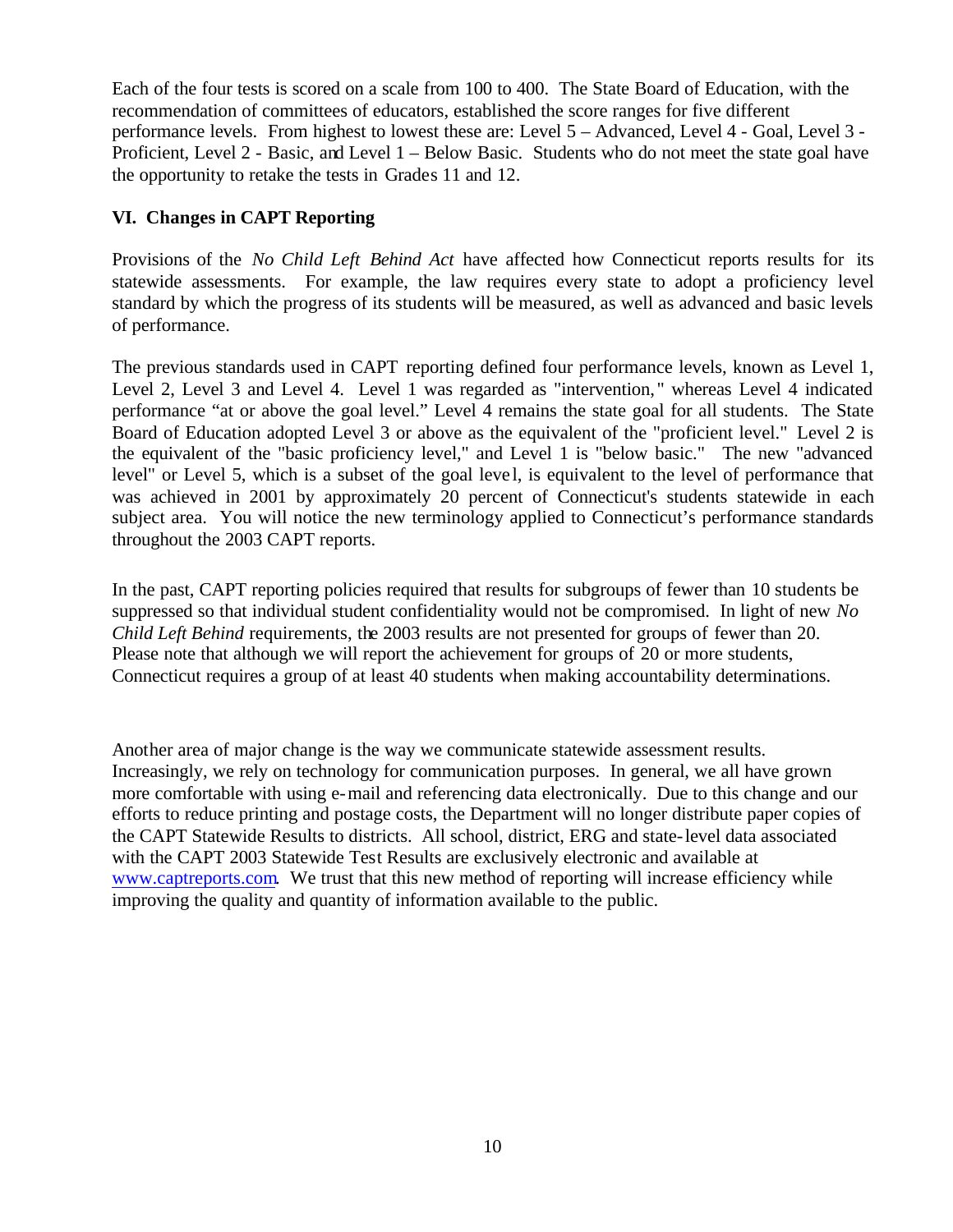Each of the four tests is scored on a scale from 100 to 400. The State Board of Education, with the recommendation of committees of educators, established the score ranges for five different performance levels. From highest to lowest these are: Level 5 – Advanced, Level 4 - Goal, Level 3 - Proficient, Level 2 - Basic, and Level 1 – Below Basic. Students who do not meet the state goal have the opportunity to retake the tests in Grades 11 and 12.

### VI. Changes in CAPT Reporting

Provisions of the *No Child Left Behind Act* have affected how Connecticut reports results for its statewide assessments. For example, the law requires every state to adopt a proficiency level standard by which the progress of its students will be measured, as well as advanced and basic levels of performance.

The previous standards used in CAPT reporting defined four performance levels, known as Level 1, Level 2, Level 3 and Level 4. Level 1 was regarded as "intervention," whereas Level 4 indicated performance "at or above the goal level." Level 4 remains the state goal for all students. The State Board of Education adopted Level 3 or above as the equivalent of the "proficient level." Level 2 is the equivalent of the "basic proficiency level," and Level 1 is "below basic." The new "advanced level" or Level 5, which is a subset of the goal level, is equivalent to the level of performance that was achieved in 2001 by approximately 20 percent of Connecticut's students statewide in each subject area. You will notice the new terminology applied to Connecticut's performance standards throughout the 2003 CAPT reports.

In the past, CAPT reporting policies required that results for subgroups of fewer than 10 students be suppressed so that individual student confidentiality would not be compromised. In light of new *No Child Left Behind* requirements, the 2003 results are not presented for groups of fewer than 20. Please note that although we will report the achievement for groups of 20 or more students, Connecticut requires a group of at least 40 students when making accountability determinations.

Another area of major change is the way we communicate statewide assessment results. Increasingly, we rely on technology for communication purposes. In general, we all have grown more comfortable with using e-mail and referencing data electronically. Due to this change and our efforts to reduce printing and postage costs, the Department will no longer distribute paper copies of the CAPT Statewide Results to districts. All school, district, ERG and state-level data associated with the CAPT 2003 Statewide Test Results are exclusively electronic and available at www.captreports.com. We trust that this new method of reporting will increase efficiency while improving the quality and quantity of information available to the public.